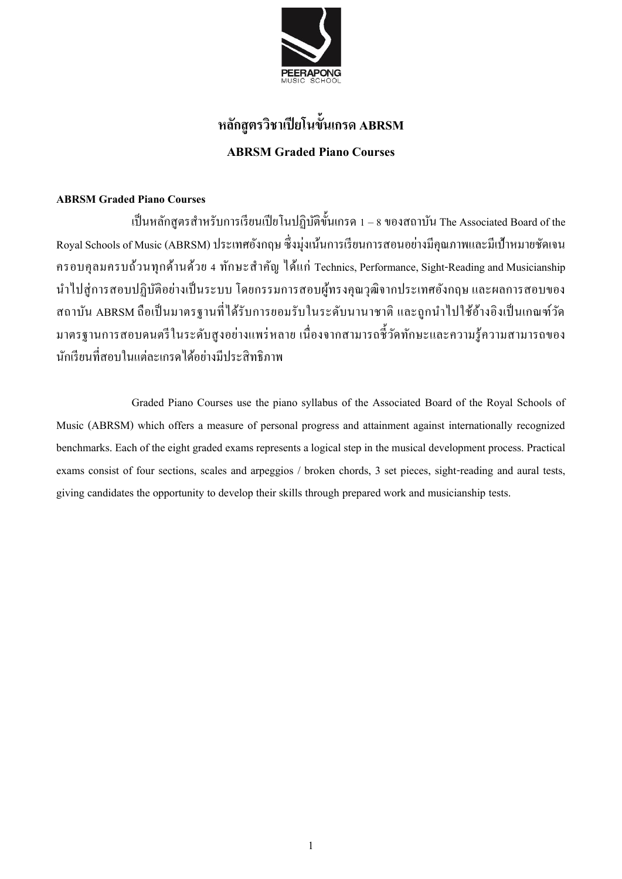# หลักสูตรวิชาเปียโนขั้นเกรด ABRSM

## ABRSM Graded Piano Courses

**ABRSM Graded Piano Courses**

เป็นหลักสูตรสำหรับการเรียนเปียโนปฏิบัติขั้นเกรด 1 – 8 ของสถาบัน The Associated Board of the Royal Schools of Music (ABRSM) ประเทศอังกฤษ ซึ่งมุ่งเน้นการเรียนการสอนอย่างมีคุณภาพและมีเป้าหมายชัดเจน ครอบคลุมครบถ้วนทุกด้านด้วย 4 ทักษะสำคัญ ได้แก่ Technics, Performance, Sight-Reading and Musicianship นำไปสู่การสอบปฏิบัติอย่างเป็นระบบ โดยกรรมการสอบผู้ทรงคุณวุฒิจากประเทศอังกฤษ และผลการสอบของสถาบัน ABRSM ถือเป็นมาตรฐานที่ได้รับการยอมรับในระดับนานาชาติ และถูกนำไปใช้อ้างอิงเป็นเกณฑ์วัดมาตรฐานการสอบดนตรีในระดับสูงอย่างแพร่หลาย เนื่องจากสามารถชี้วัดทักษะและความรู้ความสามารถของนักเรียนที่สอบในแต่ละเกรดได้อย่างมีประสิทธิภาพ

Graded Piano Courses use the piano syllabus of the Associated Board of the Royal Schools of Music (ABRSM) which offers a measure of personal progress and attainment against internationally recognized benchmarks. Each of the eight graded exams represents a logical step in the musical development process. Practical exams consist of four sections, scales and arpeggios / broken chords, 3 set pieces, sight-reading and aural tests, giving candidates the opportunity to develop their skills through prepared work and musicianship tests.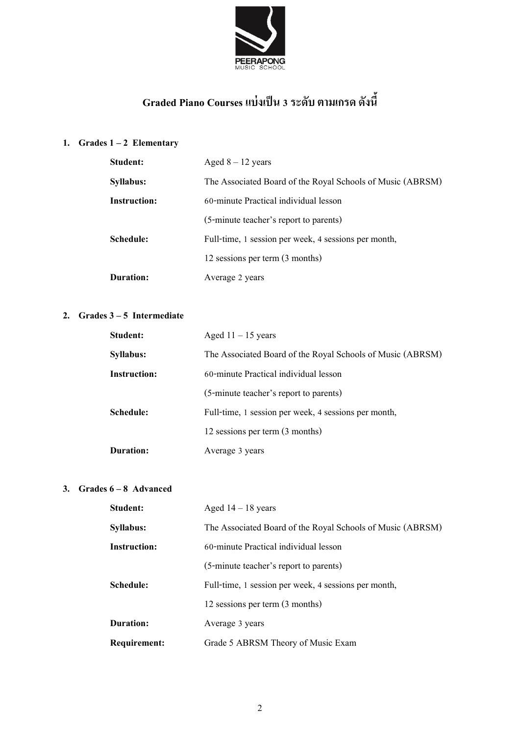PEERAPONG
MUSIC SCHOOL

# Graded Piano Courses แบ่งเป็น 3 ระดับ ตามเกรด ดังนี้

## 1. Grades 1 – 2 Elementary

| | |
|---|---|
| **Student:** | Aged 8 – 12 years |
| **Syllabus:** | The Associated Board of the Royal Schools of Music (ABRSM) |
| **Instruction:** | 60-minute Practical individual lesson |
| | (5-minute teacher's report to parents) |
| **Schedule:** | Full-time, 1 session per week, 4 sessions per month, |
| | 12 sessions per term (3 months) |
| **Duration:** | Average 2 years |

## 2. Grades 3 – 5 Intermediate

| | |
|---|---|
| **Student:** | Aged 11 – 15 years |
| **Syllabus:** | The Associated Board of the Royal Schools of Music (ABRSM) |
| **Instruction:** | 60-minute Practical individual lesson |
| | (5-minute teacher's report to parents) |
| **Schedule:** | Full-time, 1 session per week, 4 sessions per month, |
| | 12 sessions per term (3 months) |
| **Duration:** | Average 3 years |

## 3. Grades 6 – 8 Advanced

| | |
|---|---|
| **Student:** | Aged 14 – 18 years |
| **Syllabus:** | The Associated Board of the Royal Schools of Music (ABRSM) |
| **Instruction:** | 60-minute Practical individual lesson |
| | (5-minute teacher's report to parents) |
| **Schedule:** | Full-time, 1 session per week, 4 sessions per month, |
| | 12 sessions per term (3 months) |
| **Duration:** | Average 3 years |
| **Requirement:** | Grade 5 ABRSM Theory of Music Exam |